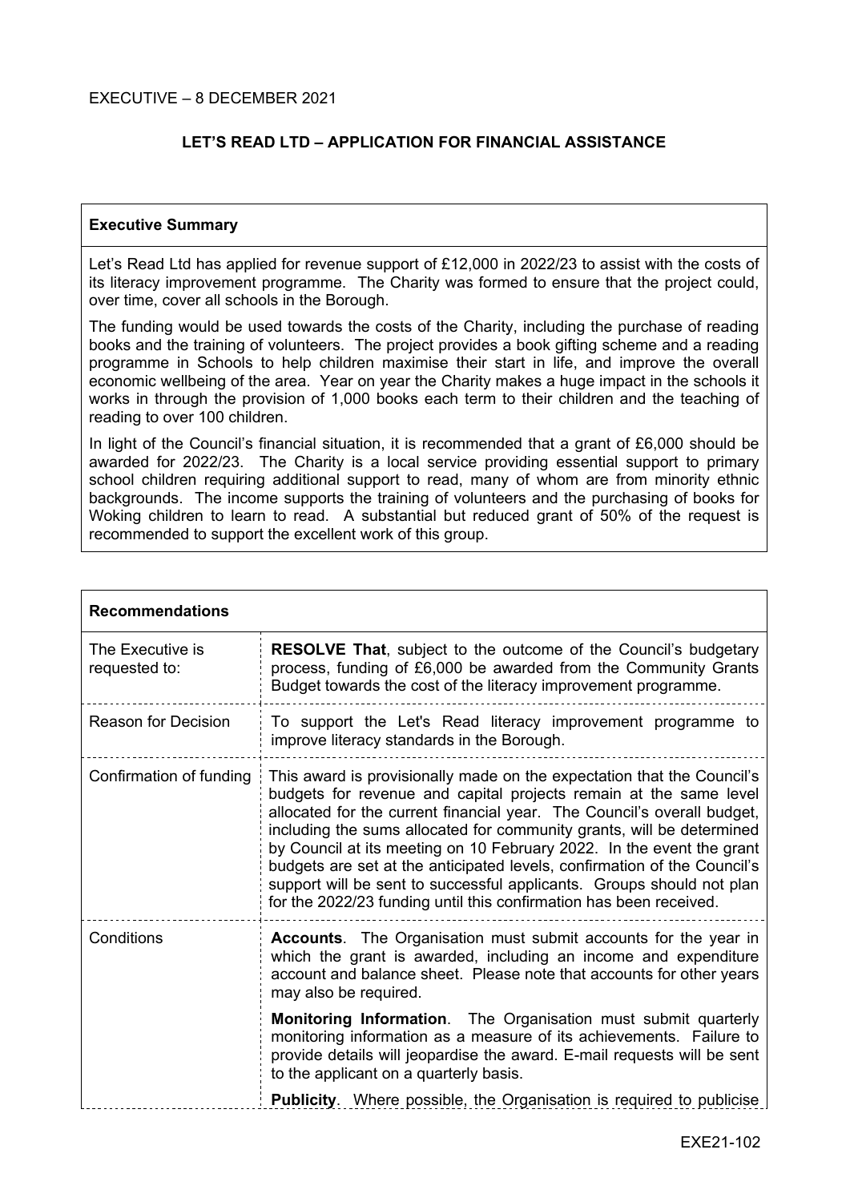EXECUTIVE – 8 DECEMBER 2021

# LET'S READ LTD – APPLICATION FOR FINANCIAL ASSISTANCE

| **Executive Summary** |
| --- |
| Let's Read Ltd has applied for revenue support of £12,000 in 2022/23 to assist with the costs of its literacy improvement programme. The Charity was formed to ensure that the project could, over time, cover all schools in the Borough.<br><br>The funding would be used towards the costs of the Charity, including the purchase of reading books and the training of volunteers. The project provides a book gifting scheme and a reading programme in Schools to help children maximise their start in life, and improve the overall economic wellbeing of the area. Year on year the Charity makes a huge impact in the schools it works in through the provision of 1,000 books each term to their children and the teaching of reading to over 100 children.<br><br>In light of the Council's financial situation, it is recommended that a grant of £6,000 should be awarded for 2022/23. The Charity is a local service providing essential support to primary school children requiring additional support to read, many of whom are from minority ethnic backgrounds. The income supports the training of volunteers and the purchasing of books for Woking children to learn to read. A substantial but reduced grant of 50% of the request is recommended to support the excellent work of this group. |

| **Recommendations** | |
| --- | --- |
| The Executive is requested to: | **RESOLVE That**, subject to the outcome of the Council's budgetary process, funding of £6,000 be awarded from the Community Grants Budget towards the cost of the literacy improvement programme. |
| Reason for Decision | To support the Let's Read literacy improvement programme to improve literacy standards in the Borough. |
| Confirmation of funding | This award is provisionally made on the expectation that the Council's budgets for revenue and capital projects remain at the same level allocated for the current financial year. The Council's overall budget, including the sums allocated for community grants, will be determined by Council at its meeting on 10 February 2022. In the event the grant budgets are set at the anticipated levels, confirmation of the Council's support will be sent to successful applicants. Groups should not plan for the 2022/23 funding until this confirmation has been received. |
| Conditions | **Accounts**. The Organisation must submit accounts for the year in which the grant is awarded, including an income and expenditure account and balance sheet. Please note that accounts for other years may also be required.<br><br>**Monitoring Information**. The Organisation must submit quarterly monitoring information as a measure of its achievements. Failure to provide details will jeopardise the award. E-mail requests will be sent to the applicant on a quarterly basis.<br><br>**Publicity**. Where possible, the Organisation is required to publicise |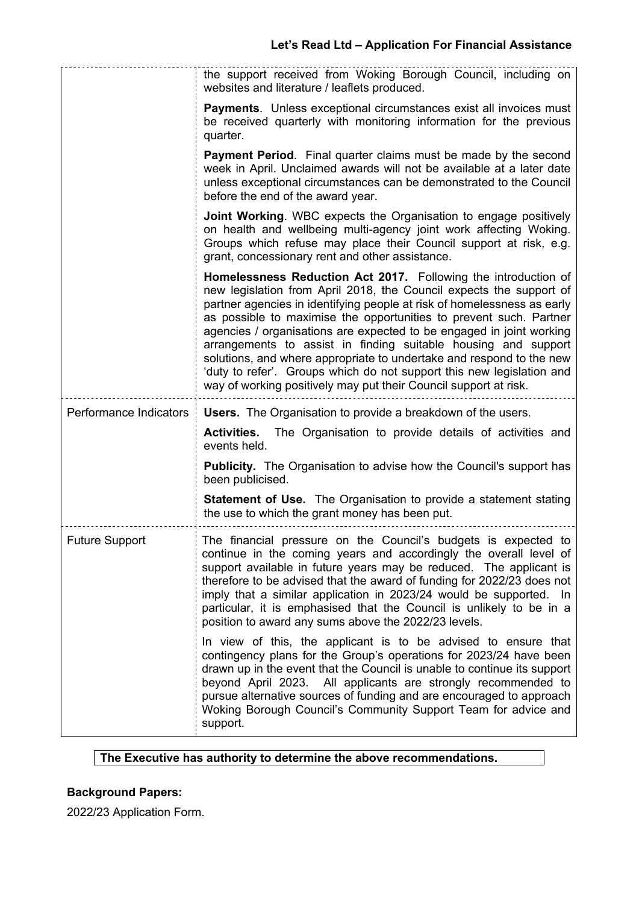| | |
|---|---|
| | the support received from Woking Borough Council, including on websites and literature / leaflets produced.<br><br>**Payments**. Unless exceptional circumstances exist all invoices must be received quarterly with monitoring information for the previous quarter.<br><br>**Payment Period**. Final quarter claims must be made by the second week in April. Unclaimed awards will not be available at a later date unless exceptional circumstances can be demonstrated to the Council before the end of the award year.<br><br>**Joint Working**. WBC expects the Organisation to engage positively on health and wellbeing multi-agency joint work affecting Woking. Groups which refuse may place their Council support at risk, e.g. grant, concessionary rent and other assistance.<br><br>**Homelessness Reduction Act 2017.** Following the introduction of new legislation from April 2018, the Council expects the support of partner agencies in identifying people at risk of homelessness as early as possible to maximise the opportunities to prevent such. Partner agencies / organisations are expected to be engaged in joint working arrangements to assist in finding suitable housing and support solutions, and where appropriate to undertake and respond to the new 'duty to refer'. Groups which do not support this new legislation and way of working positively may put their Council support at risk. |
| Performance Indicators | **Users.** The Organisation to provide a breakdown of the users.<br><br>**Activities.** The Organisation to provide details of activities and events held.<br><br>**Publicity.** The Organisation to advise how the Council's support has been publicised.<br><br>**Statement of Use.** The Organisation to provide a statement stating the use to which the grant money has been put. |
| Future Support | The financial pressure on the Council's budgets is expected to continue in the coming years and accordingly the overall level of support available in future years may be reduced. The applicant is therefore to be advised that the award of funding for 2022/23 does not imply that a similar application in 2023/24 would be supported. In particular, it is emphasised that the Council is unlikely to be in a position to award any sums above the 2022/23 levels.<br><br>In view of this, the applicant is to be advised to ensure that contingency plans for the Group's operations for 2023/24 have been drawn up in the event that the Council is unable to continue its support beyond April 2023. All applicants are strongly recommended to pursue alternative sources of funding and are encouraged to approach Woking Borough Council's Community Support Team for advice and support. |

**The Executive has authority to determine the above recommendations.**

**Background Papers:**

2022/23 Application Form.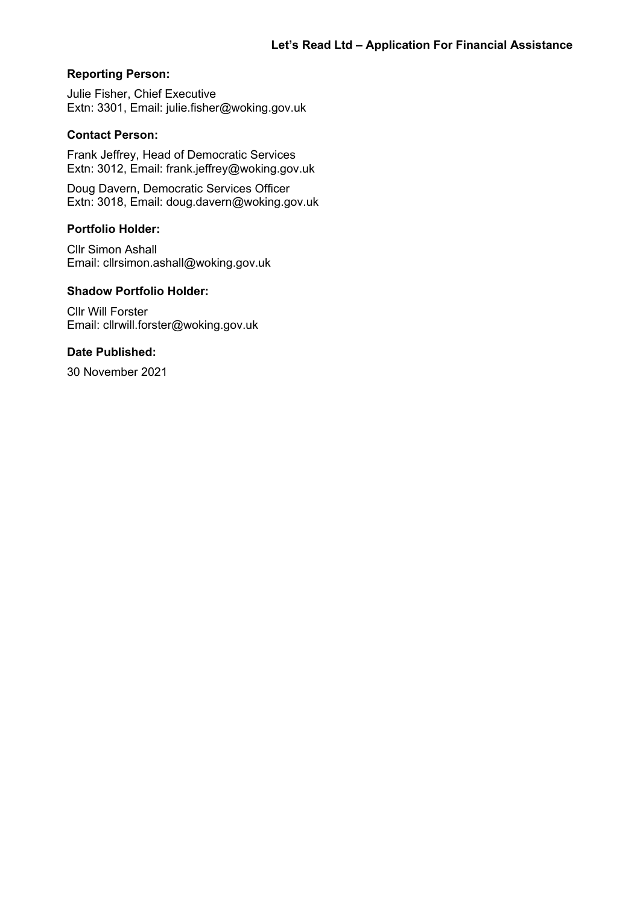**Let's Read Ltd – Application For Financial Assistance**

**Reporting Person:**

Julie Fisher, Chief Executive
Extn: 3301, Email: julie.fisher@woking.gov.uk

**Contact Person:**

Frank Jeffrey, Head of Democratic Services
Extn: 3012, Email: frank.jeffrey@woking.gov.uk

Doug Davern, Democratic Services Officer
Extn: 3018, Email: doug.davern@woking.gov.uk

**Portfolio Holder:**

Cllr Simon Ashall
Email: cllrsimon.ashall@woking.gov.uk

**Shadow Portfolio Holder:**

Cllr Will Forster
Email: cllrwill.forster@woking.gov.uk

**Date Published:**

30 November 2021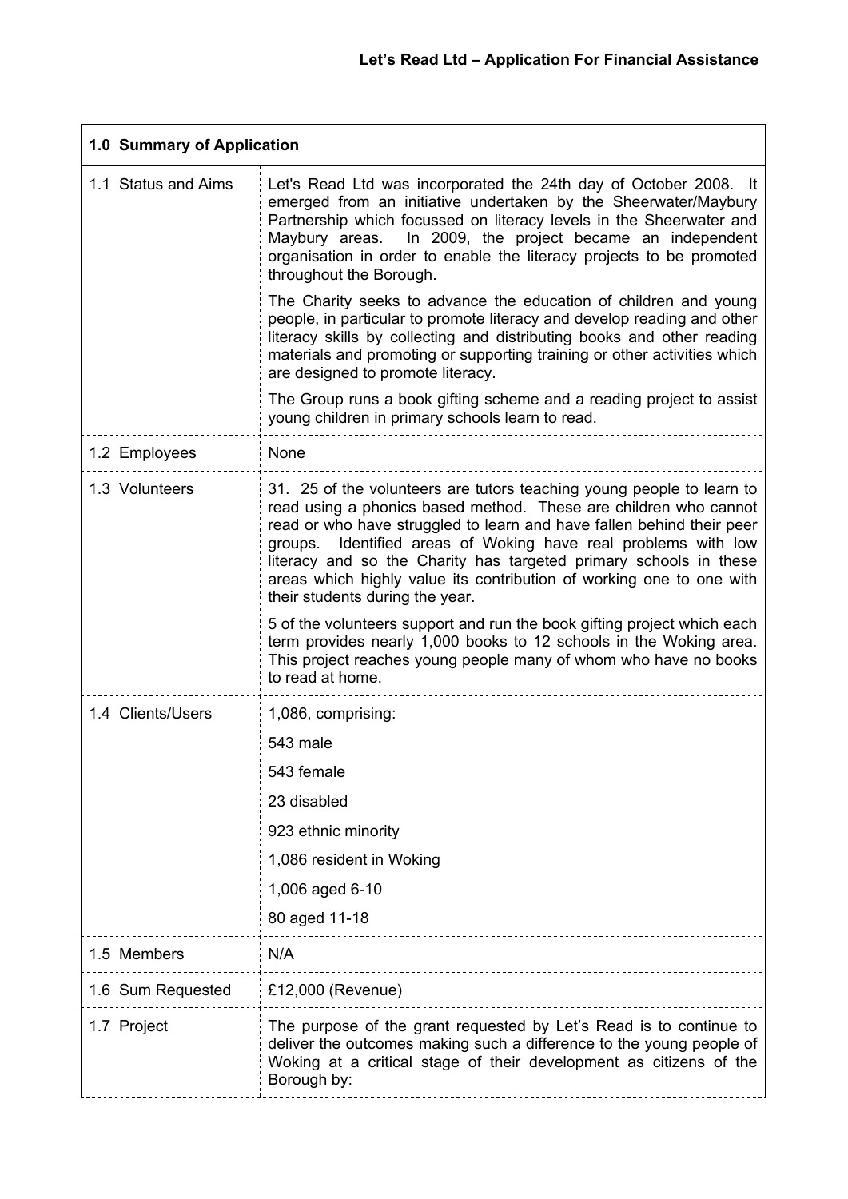## Let's Read Ltd – Application For Financial Assistance

| **1.0 Summary of Application** | |
|---|---|
| 1.1 Status and Aims | Let's Read Ltd was incorporated the 24th day of October 2008. It emerged from an initiative undertaken by the Sheerwater/Maybury Partnership which focussed on literacy levels in the Sheerwater and Maybury areas. In 2009, the project became an independent organisation in order to enable the literacy projects to be promoted throughout the Borough.<br><br>The Charity seeks to advance the education of children and young people, in particular to promote literacy and develop reading and other literacy skills by collecting and distributing books and other reading materials and promoting or supporting training or other activities which are designed to promote literacy.<br><br>The Group runs a book gifting scheme and a reading project to assist young children in primary schools learn to read. |
| 1.2 Employees | None |
| 1.3 Volunteers | 31. 25 of the volunteers are tutors teaching young people to learn to read using a phonics based method. These are children who cannot read or who have struggled to learn and have fallen behind their peer groups. Identified areas of Woking have real problems with low literacy and so the Charity has targeted primary schools in these areas which highly value its contribution of working one to one with their students during the year.<br><br>5 of the volunteers support and run the book gifting project which each term provides nearly 1,000 books to 12 schools in the Woking area. This project reaches young people many of whom who have no books to read at home. |
| 1.4 Clients/Users | 1,086, comprising:<br><br>543 male<br><br>543 female<br><br>23 disabled<br><br>923 ethnic minority<br><br>1,086 resident in Woking<br><br>1,006 aged 6-10<br><br>80 aged 11-18 |
| 1.5 Members | N/A |
| 1.6 Sum Requested | £12,000 (Revenue) |
| 1.7 Project | The purpose of the grant requested by Let's Read is to continue to deliver the outcomes making such a difference to the young people of Woking at a critical stage of their development as citizens of the Borough by: |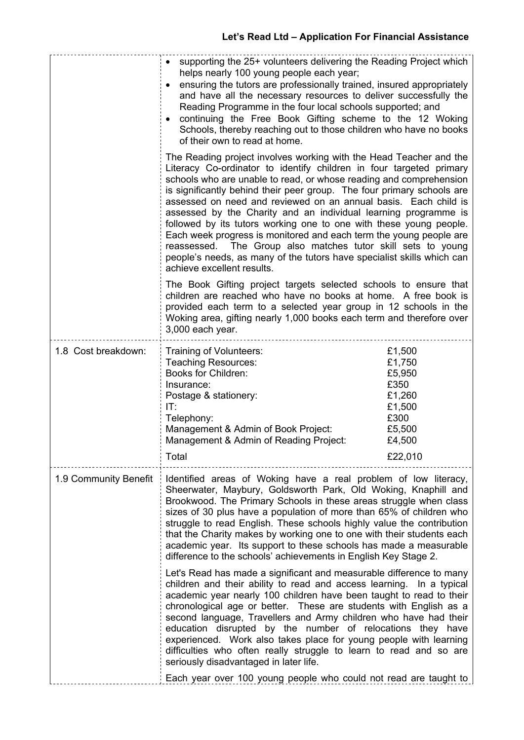| | |
|---|---|
| | • supporting the 25+ volunteers delivering the Reading Project which helps nearly 100 young people each year;<br>• ensuring the tutors are professionally trained, insured appropriately and have all the necessary resources to deliver successfully the Reading Programme in the four local schools supported; and<br>• continuing the Free Book Gifting scheme to the 12 Woking Schools, thereby reaching out to those children who have no books of their own to read at home.<br><br>The Reading project involves working with the Head Teacher and the Literacy Co-ordinator to identify children in four targeted primary schools who are unable to read, or whose reading and comprehension is significantly behind their peer group. The four primary schools are assessed on need and reviewed on an annual basis. Each child is assessed by the Charity and an individual learning programme is followed by its tutors working one to one with these young people. Each week progress is monitored and each term the young people are reassessed. The Group also matches tutor skill sets to young people's needs, as many of the tutors have specialist skills which can achieve excellent results.<br><br>The Book Gifting project targets selected schools to ensure that children are reached who have no books at home. A free book is provided each term to a selected year group in 12 schools in the Woking area, gifting nearly 1,000 books each term and therefore over 3,000 each year. |
| 1.8 Cost breakdown: | Training of Volunteers: £1,500<br>Teaching Resources: £1,750<br>Books for Children: £5,950<br>Insurance: £350<br>Postage & stationery: £1,260<br>IT: £1,500<br>Telephony: £300<br>Management & Admin of Book Project: £5,500<br>Management & Admin of Reading Project: £4,500<br><br>Total £22,010 |
| 1.9 Community Benefit | Identified areas of Woking have a real problem of low literacy, Sheerwater, Maybury, Goldsworth Park, Old Woking, Knaphill and Brookwood. The Primary Schools in these areas struggle when class sizes of 30 plus have a population of more than 65% of children who struggle to read English. These schools highly value the contribution that the Charity makes by working one to one with their students each academic year. Its support to these schools has made a measurable difference to the schools' achievements in English Key Stage 2.<br><br>Let's Read has made a significant and measurable difference to many children and their ability to read and access learning. In a typical academic year nearly 100 children have been taught to read to their chronological age or better. These are students with English as a second language, Travellers and Army children who have had their education disrupted by the number of relocations they have experienced. Work also takes place for young people with learning difficulties who often really struggle to learn to read and so are seriously disadvantaged in later life.<br><br>Each year over 100 young people who could not read are taught to |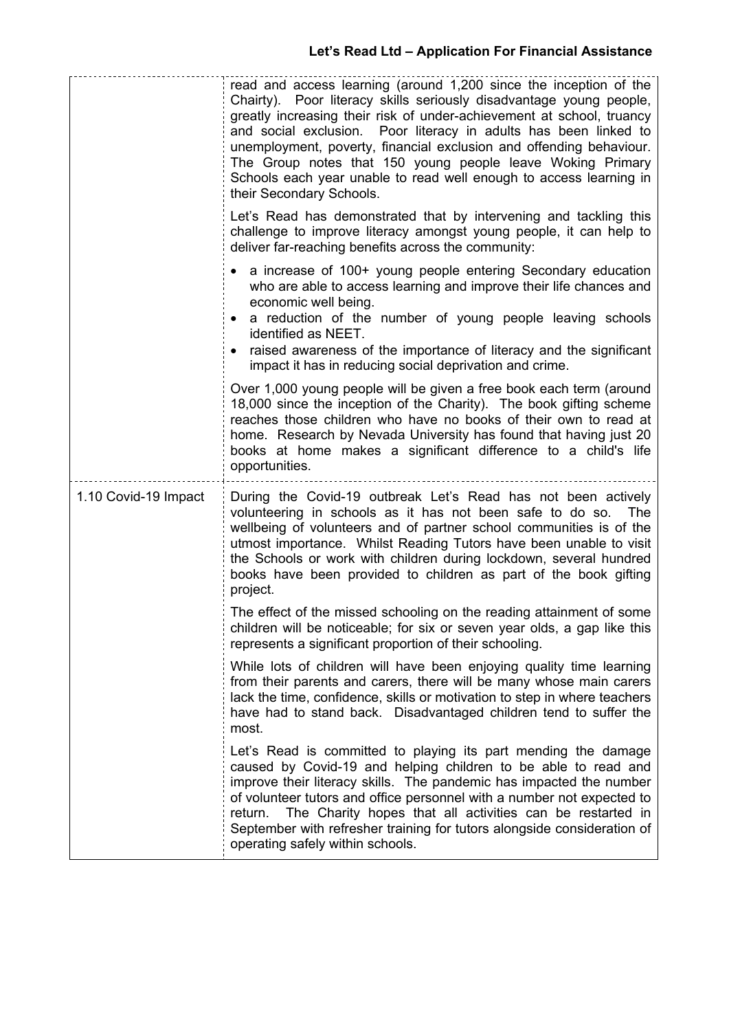| | |
|---|---|
| | read and access learning (around 1,200 since the inception of the Chairty). Poor literacy skills seriously disadvantage young people, greatly increasing their risk of under-achievement at school, truancy and social exclusion. Poor literacy in adults has been linked to unemployment, poverty, financial exclusion and offending behaviour. The Group notes that 150 young people leave Woking Primary Schools each year unable to read well enough to access learning in their Secondary Schools.<br><br>Let's Read has demonstrated that by intervening and tackling this challenge to improve literacy amongst young people, it can help to deliver far-reaching benefits across the community:<br><br>• a increase of 100+ young people entering Secondary education who are able to access learning and improve their life chances and economic well being.<br>• a reduction of the number of young people leaving schools identified as NEET.<br>• raised awareness of the importance of literacy and the significant impact it has in reducing social deprivation and crime.<br><br>Over 1,000 young people will be given a free book each term (around 18,000 since the inception of the Charity). The book gifting scheme reaches those children who have no books of their own to read at home. Research by Nevada University has found that having just 20 books at home makes a significant difference to a child's life opportunities. |
| 1.10 Covid-19 Impact | During the Covid-19 outbreak Let's Read has not been actively volunteering in schools as it has not been safe to do so. The wellbeing of volunteers and of partner school communities is of the utmost importance. Whilst Reading Tutors have been unable to visit the Schools or work with children during lockdown, several hundred books have been provided to children as part of the book gifting project.<br><br>The effect of the missed schooling on the reading attainment of some children will be noticeable; for six or seven year olds, a gap like this represents a significant proportion of their schooling.<br><br>While lots of children will have been enjoying quality time learning from their parents and carers, there will be many whose main carers lack the time, confidence, skills or motivation to step in where teachers have had to stand back. Disadvantaged children tend to suffer the most.<br><br>Let's Read is committed to playing its part mending the damage caused by Covid-19 and helping children to be able to read and improve their literacy skills. The pandemic has impacted the number of volunteer tutors and office personnel with a number not expected to return. The Charity hopes that all activities can be restarted in September with refresher training for tutors alongside consideration of operating safely within schools. |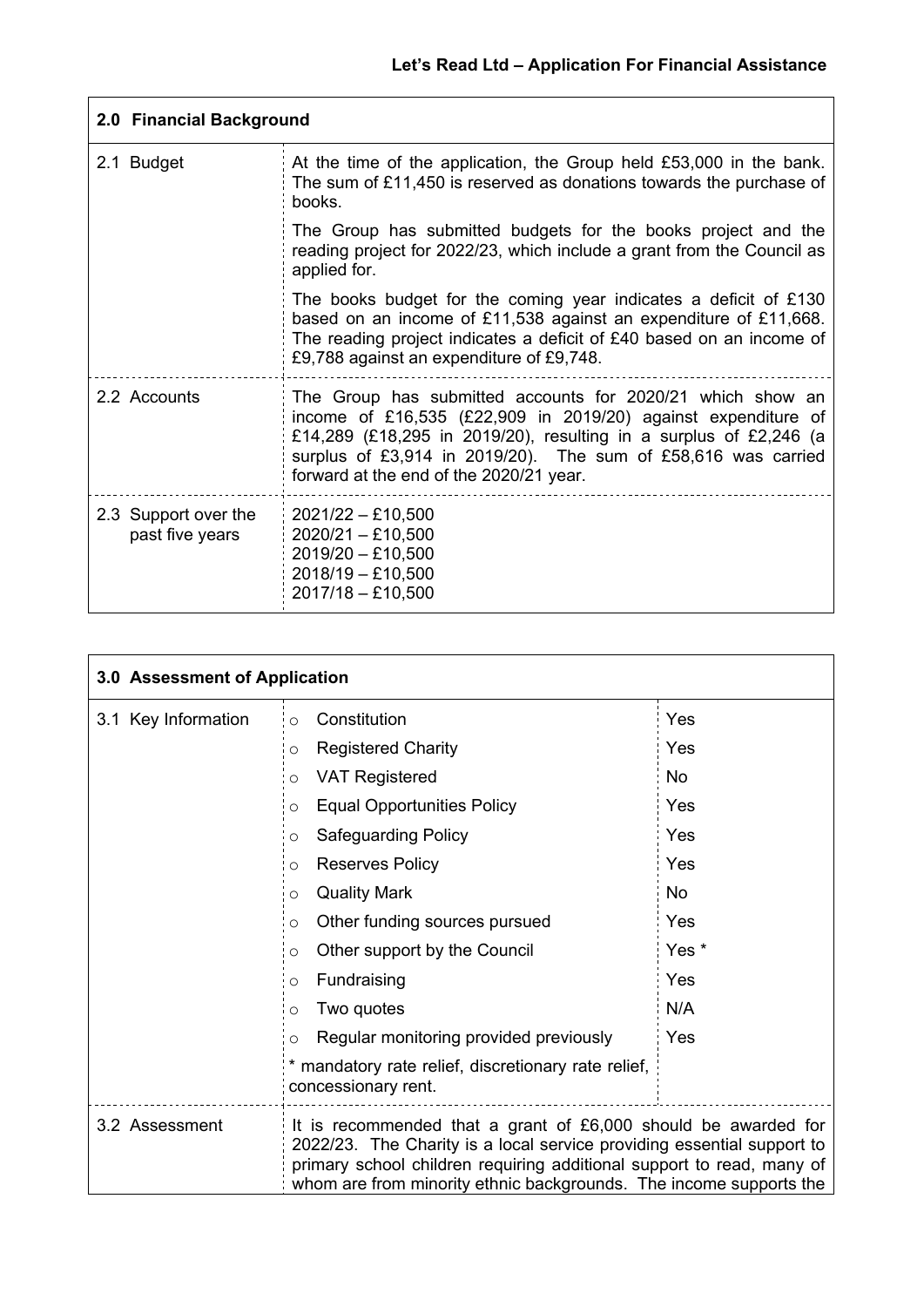| 2.0 Financial Background | |
|---|---|
| 2.1 Budget | At the time of the application, the Group held £53,000 in the bank. The sum of £11,450 is reserved as donations towards the purchase of books.<br><br>The Group has submitted budgets for the books project and the reading project for 2022/23, which include a grant from the Council as applied for.<br><br>The books budget for the coming year indicates a deficit of £130 based on an income of £11,538 against an expenditure of £11,668. The reading project indicates a deficit of £40 based on an income of £9,788 against an expenditure of £9,748. |
| 2.2 Accounts | The Group has submitted accounts for 2020/21 which show an income of £16,535 (£22,909 in 2019/20) against expenditure of £14,289 (£18,295 in 2019/20), resulting in a surplus of £2,246 (a surplus of £3,914 in 2019/20). The sum of £58,616 was carried forward at the end of the 2020/21 year. |
| 2.3 Support over the past five years | 2021/22 – £10,500<br>2020/21 – £10,500<br>2019/20 – £10,500<br>2018/19 – £10,500<br>2017/18 – £10,500 |

| 3.0 Assessment of Application | | |
|---|---|---|
| 3.1 Key Information | Constitution | Yes |
| | Registered Charity | Yes |
| | VAT Registered | No |
| | Equal Opportunities Policy | Yes |
| | Safeguarding Policy | Yes |
| | Reserves Policy | Yes |
| | Quality Mark | No |
| | Other funding sources pursued | Yes |
| | Other support by the Council | Yes * |
| | Fundraising | Yes |
| | Two quotes | N/A |
| | Regular monitoring provided previously | Yes |
| | * mandatory rate relief, discretionary rate relief, concessionary rent. | |
| 3.2 Assessment | It is recommended that a grant of £6,000 should be awarded for 2022/23. The Charity is a local service providing essential support to primary school children requiring additional support to read, many of whom are from minority ethnic backgrounds. The income supports the | |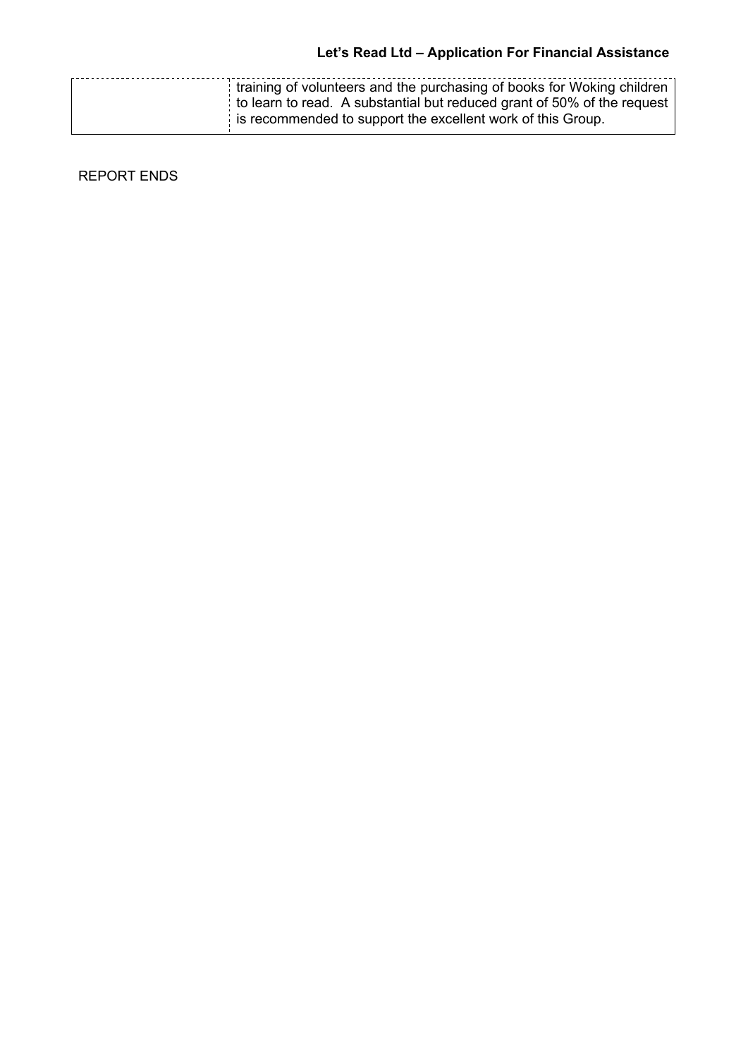| | |
|---|---|
| | training of volunteers and the purchasing of books for Woking children to learn to read. A substantial but reduced grant of 50% of the request is recommended to support the excellent work of this Group. |

REPORT ENDS